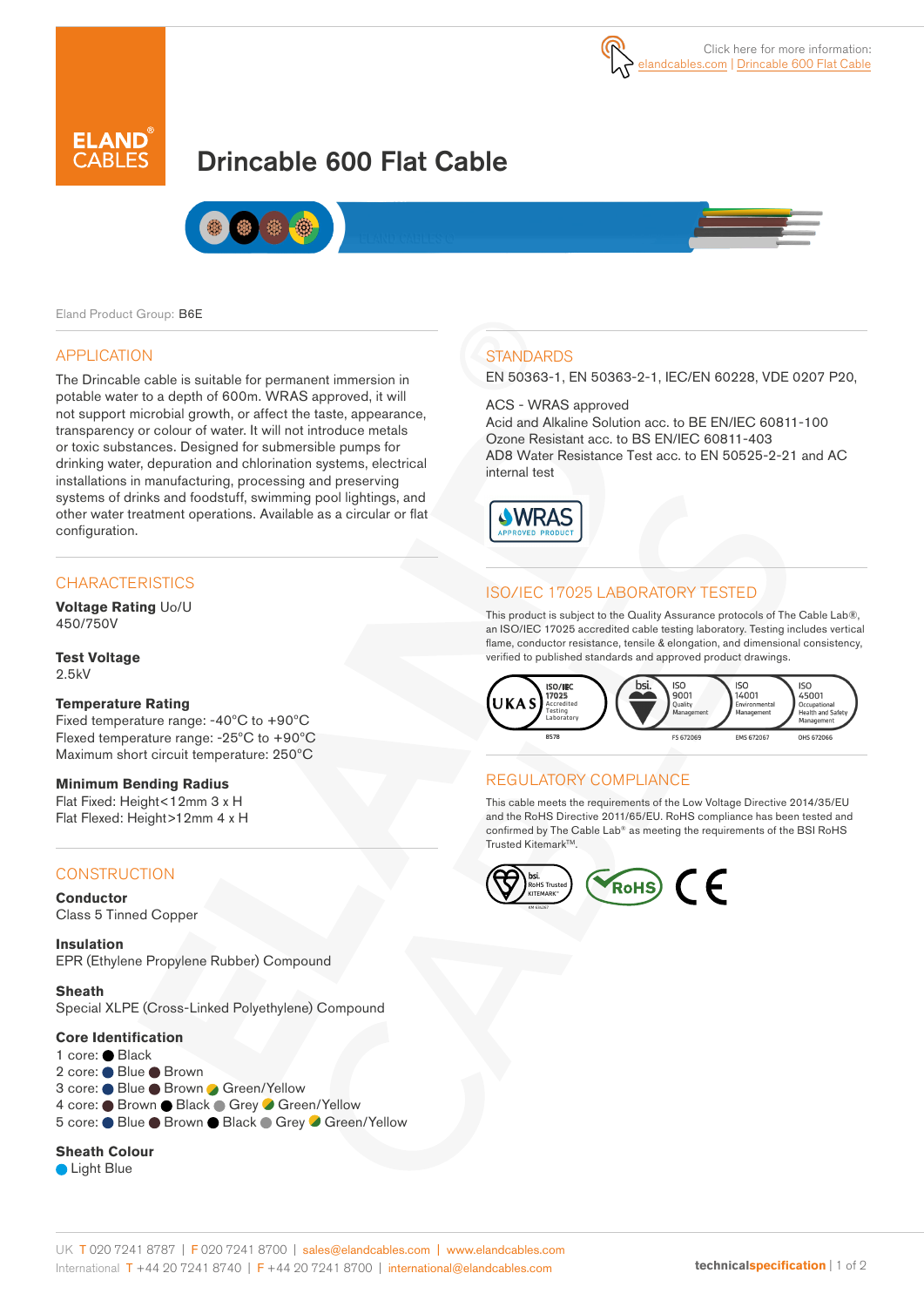Click here for more information: elandcables.com | Drincable 600 Flat Cable

# Drincable 600 Flat Cable

Eland Product Group: B6E

## APPLICATION

The Drincable cable is suitable for permanent immersion in potable water to a depth of 600m. WRAS approved, it will not support microbial growth, or affect the taste, appearance, transparency or colour of water. It will not introduce metals or toxic substances. Designed for submersible pumps for drinking water, depuration and chlorination systems, electrical installations in manufacturing, processing and preserving systems of drinks and foodstuff, swimming pool lightings, and other water treatment operations. Available as a circular or flat configuration.

## CHARACTERISTICS

**Voltage Rating** Uo/U
450/750V

**Test Voltage**
2.5kV

**Temperature Rating**
Fixed temperature range: -40°C to +90°C
Flexed temperature range: -25°C to +90°C
Maximum short circuit temperature: 250°C

**Minimum Bending Radius**
Flat Fixed: Height<12mm 3 x H
Flat Flexed: Height>12mm 4 x H

## CONSTRUCTION

**Conductor**
Class 5 Tinned Copper

**Insulation**
EPR (Ethylene Propylene Rubber) Compound

**Sheath**
Special XLPE (Cross-Linked Polyethylene) Compound

**Core Identification**
1 core: Black
2 core: Blue Brown
3 core: Blue Brown Green/Yellow
4 core: Brown Black Grey Green/Yellow
5 core: Blue Brown Black Grey Green/Yellow

**Sheath Colour**
Light Blue

## STANDARDS

EN 50363-1, EN 50363-2-1, IEC/EN 60228, VDE 0207 P20,

ACS - WRAS approved
Acid and Alkaline Solution acc. to BE EN/IEC 60811-100
Ozone Resistant acc. to BS EN/IEC 60811-403
AD8 Water Resistance Test acc. to EN 50525-2-21 and AC internal test

WRAS APPROVED PRODUCT

## ISO/IEC 17025 LABORATORY TESTED

This product is subject to the Quality Assurance protocols of The Cable Lab®, an ISO/IEC 17025 accredited cable testing laboratory. Testing includes vertical flame, conductor resistance, tensile & elongation, and dimensional consistency, verified to published standards and approved product drawings.

UKAS ISO/IEC 17025 Accredited Testing Laboratory 8578
bsi. ISO 9001 Quality Management FS 672069
ISO 14001 Environmental Management EMS 672067
ISO 45001 Occupational Health and Safety Management OHS 672066

## REGULATORY COMPLIANCE

This cable meets the requirements of the Low Voltage Directive 2014/35/EU and the RoHS Directive 2011/65/EU. RoHS compliance has been tested and confirmed by The Cable Lab® as meeting the requirements of the BSI RoHS Trusted Kitemark™.

bsi. RoHS Trusted KITEMARK™ RoHS CE

UK T 020 7241 8787 | F 020 7241 8700 | sales@elandcables.com | www.elandcables.com
International T +44 20 7241 8740 | F +44 20 7241 8700 | international@elandcables.com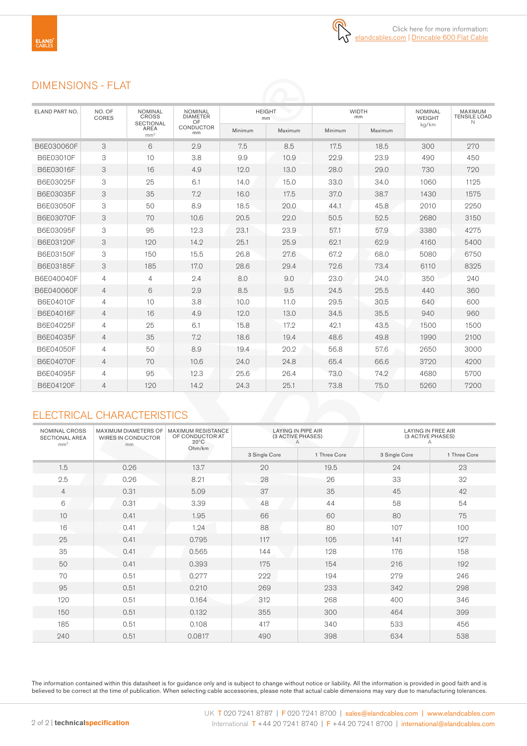Click here for more information: elandcables.com | Drincable 600 Flat Cable

## DIMENSIONS - FLAT

| ELAND PART NO. | NO. OF CORES | NOMINAL CROSS SECTIONAL AREA mm² | NOMINAL DIAMETER OF CONDUCTOR mm | HEIGHT mm | | WIDTH mm | | NOMINAL WEIGHT kg/km | MAXIMUM TENSILE LOAD N |
|---|---|---|---|---|---|---|---|---|---|
| | | | | Minimum | Maximum | Minimum | Maximum | | |
| B6E030060F | 3 | 6 | 2.9 | 7.5 | 8.5 | 17.5 | 18.5 | 300 | 270 |
| B6E03010F | 3 | 10 | 3.8 | 9.9 | 10.9 | 22.9 | 23.9 | 490 | 450 |
| B6E03016F | 3 | 16 | 4.9 | 12.0 | 13.0 | 28.0 | 29.0 | 730 | 720 |
| B6E03025F | 3 | 25 | 6.1 | 14.0 | 15.0 | 33.0 | 34.0 | 1060 | 1125 |
| B6E03035F | 3 | 35 | 7.2 | 16.0 | 17.5 | 37.0 | 38.7 | 1430 | 1575 |
| B6E03050F | 3 | 50 | 8.9 | 18.5 | 20.0 | 44.1 | 45.8 | 2010 | 2250 |
| B6E03070F | 3 | 70 | 10.6 | 20.5 | 22.0 | 50.5 | 52.5 | 2680 | 3150 |
| B6E03095F | 3 | 95 | 12.3 | 23.1 | 23.9 | 57.1 | 57.9 | 3380 | 4275 |
| B6E03120F | 3 | 120 | 14.2 | 25.1 | 25.9 | 62.1 | 62.9 | 4160 | 5400 |
| B6E03150F | 3 | 150 | 15.5 | 26.8 | 27.6 | 67.2 | 68.0 | 5080 | 6750 |
| B6E03185F | 3 | 185 | 17.0 | 28.6 | 29.4 | 72.6 | 73.4 | 6110 | 8325 |
| B6E040040F | 4 | 4 | 2.4 | 8.0 | 9.0 | 23.0 | 24.0 | 350 | 240 |
| B6E040060F | 4 | 6 | 2.9 | 8.5 | 9.5 | 24.5 | 25.5 | 440 | 360 |
| B6E04010F | 4 | 10 | 3.8 | 10.0 | 11.0 | 29.5 | 30.5 | 640 | 600 |
| B6E04016F | 4 | 16 | 4.9 | 12.0 | 13.0 | 34.5 | 35.5 | 940 | 960 |
| B6E04025F | 4 | 25 | 6.1 | 15.8 | 17.2 | 42.1 | 43.5 | 1500 | 1500 |
| B6E04035F | 4 | 35 | 7.2 | 18.6 | 19.4 | 48.6 | 49.8 | 1990 | 2100 |
| B6E04050F | 4 | 50 | 8.9 | 19.4 | 20.2 | 56.8 | 57.6 | 2650 | 3000 |
| B6E04070F | 4 | 70 | 10.6 | 24.0 | 24.8 | 65.4 | 66.6 | 3720 | 4200 |
| B6E04095F | 4 | 95 | 12.3 | 25.6 | 26.4 | 73.0 | 74.2 | 4680 | 5700 |
| B6E04120F | 4 | 120 | 14.2 | 24.3 | 25.1 | 73.8 | 75.0 | 5260 | 7200 |

## ELECTRICAL CHARACTERISTICS

| NOMINAL CROSS SECTIONAL AREA mm² | MAXIMUM DIAMETERS OF WIRES IN CONDUCTOR mm | MAXIMUM RESISTANCE OF CONDUCTOR AT 20°C Ohm/km | LAYING IN PIPE AIR (3 ACTIVE PHASES) A | | LAYING IN FREE AIR (3 ACTIVE PHASES) A | |
|---|---|---|---|---|---|---|
| | | | 3 Single Core | 1 Three Core | 3 Single Core | 1 Three Core |
| 1.5 | 0.26 | 13.7 | 20 | 19.5 | 24 | 23 |
| 2.5 | 0.26 | 8.21 | 28 | 26 | 33 | 32 |
| 4 | 0.31 | 5.09 | 37 | 35 | 45 | 42 |
| 6 | 0.31 | 3.39 | 48 | 44 | 58 | 54 |
| 10 | 0.41 | 1.95 | 66 | 60 | 80 | 75 |
| 16 | 0.41 | 1.24 | 88 | 80 | 107 | 100 |
| 25 | 0.41 | 0.795 | 117 | 105 | 141 | 127 |
| 35 | 0.41 | 0.565 | 144 | 128 | 176 | 158 |
| 50 | 0.41 | 0.393 | 175 | 154 | 216 | 192 |
| 70 | 0.51 | 0.277 | 222 | 194 | 279 | 246 |
| 95 | 0.51 | 0.210 | 269 | 233 | 342 | 298 |
| 120 | 0.51 | 0.164 | 312 | 268 | 400 | 346 |
| 150 | 0.51 | 0.132 | 355 | 300 | 464 | 399 |
| 185 | 0.51 | 0.108 | 417 | 340 | 533 | 456 |
| 240 | 0.51 | 0.0817 | 490 | 398 | 634 | 538 |

The information contained within this datasheet is for guidance only and is subject to change without notice or liability. All the information is provided in good faith and is believed to be correct at the time of publication. When selecting cable accessories, please note that actual cable dimensions may vary due to manufacturing tolerances.

UK T 020 7241 8787 | F 020 7241 8700 | sales@elandcables.com | www.elandcables.com
International T +44 20 7241 8740 | F +44 20 7241 8700 | international@elandcables.com